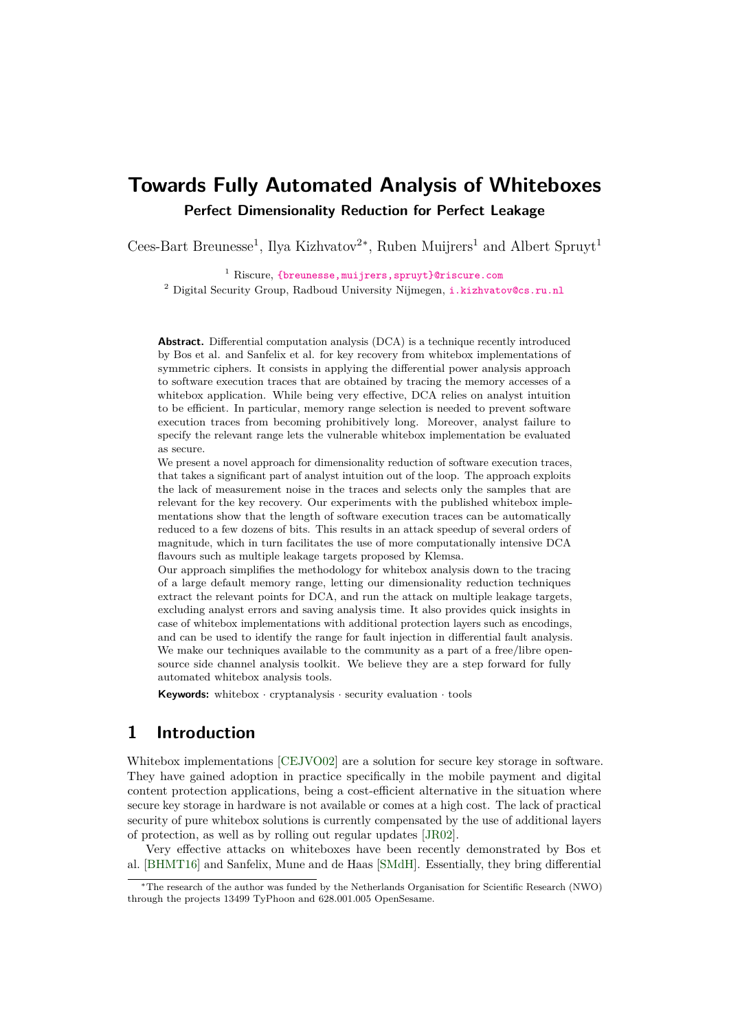# Towards Fully Automated Analysis of Whiteboxes

## Perfect Dimensionality Reduction for Perfect Leakage

Cees-Bart Breunesse[1], Ilya Kizhvatov[2]*, Ruben Muijrers[1] and Albert Spruyt[1]

[1] Riscure, {breunesse,muijrers,spruyt}@riscure.com
[2] Digital Security Group, Radboud University Nijmegen, i.kizhvatov@cs.ru.nl

**Abstract.** Differential computation analysis (DCA) is a technique recently introduced by Bos et al. and Sanfelix et al. for key recovery from whitebox implementations of symmetric ciphers. It consists in applying the differential power analysis approach to software execution traces that are obtained by tracing the memory accesses of a whitebox application. While being very effective, DCA relies on analyst intuition to be efficient. In particular, memory range selection is needed to prevent software execution traces from becoming prohibitively long. Moreover, analyst failure to specify the relevant range lets the vulnerable whitebox implementation be evaluated as secure.

We present a novel approach for dimensionality reduction of software execution traces, that takes a significant part of analyst intuition out of the loop. The approach exploits the lack of measurement noise in the traces and selects only the samples that are relevant for the key recovery. Our experiments with the published whitebox implementations show that the length of software execution traces can be automatically reduced to a few dozens of bits. This results in an attack speedup of several orders of magnitude, which in turn facilitates the use of more computationally intensive DCA flavours such as multiple leakage targets proposed by Klemsa.

Our approach simplifies the methodology for whitebox analysis down to the tracing of a large default memory range, letting our dimensionality reduction techniques extract the relevant points for DCA, and run the attack on multiple leakage targets, excluding analyst errors and saving analysis time. It also provides quick insights in case of whitebox implementations with additional protection layers such as encodings, and can be used to identify the range for fault injection in differential fault analysis. We make our techniques available to the community as a part of a free/libre open-source side channel analysis toolkit. We believe they are a step forward for fully automated whitebox analysis tools.

**Keywords:** whitebox · cryptanalysis · security evaluation · tools

## 1 Introduction

Whitebox implementations [CEJVO02] are a solution for secure key storage in software. They have gained adoption in practice specifically in the mobile payment and digital content protection applications, being a cost-efficient alternative in the situation where secure key storage in hardware is not available or comes at a high cost. The lack of practical security of pure whitebox solutions is currently compensated by the use of additional layers of protection, as well as by rolling out regular updates [JR02].

Very effective attacks on whiteboxes have been recently demonstrated by Bos et al. [BHMT16] and Sanfelix, Mune and de Haas [SMdH]. Essentially, they bring differential

*The research of the author was funded by the Netherlands Organisation for Scientific Research (NWO) through the projects 13499 TyPhoon and 628.001.005 OpenSesame.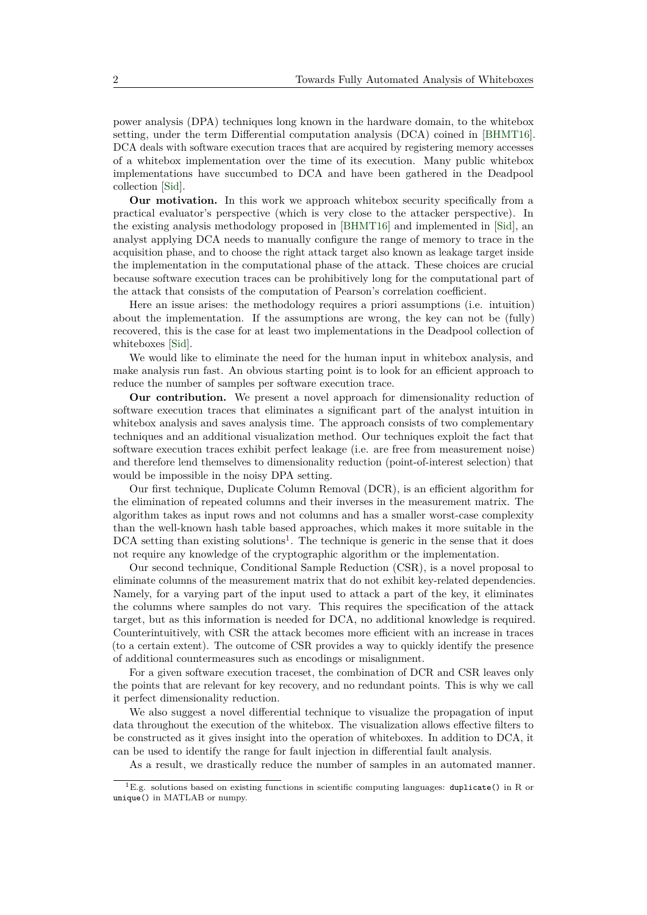power analysis (DPA) techniques long known in the hardware domain, to the whitebox setting, under the term Differential computation analysis (DCA) coined in [BHMT16]. DCA deals with software execution traces that are acquired by registering memory accesses of a whitebox implementation over the time of its execution. Many public whitebox implementations have succumbed to DCA and have been gathered in the Deadpool collection [Sid].

**Our motivation.** In this work we approach whitebox security specifically from a practical evaluator's perspective (which is very close to the attacker perspective). In the existing analysis methodology proposed in [BHMT16] and implemented in [Sid], an analyst applying DCA needs to manually configure the range of memory to trace in the acquisition phase, and to choose the right attack target also known as leakage target inside the implementation in the computational phase of the attack. These choices are crucial because software execution traces can be prohibitively long for the computational part of the attack that consists of the computation of Pearson's correlation coefficient.

Here an issue arises: the methodology requires a priori assumptions (i.e. intuition) about the implementation. If the assumptions are wrong, the key can not be (fully) recovered, this is the case for at least two implementations in the Deadpool collection of whiteboxes [Sid].

We would like to eliminate the need for the human input in whitebox analysis, and make analysis run fast. An obvious starting point is to look for an efficient approach to reduce the number of samples per software execution trace.

**Our contribution.** We present a novel approach for dimensionality reduction of software execution traces that eliminates a significant part of the analyst intuition in whitebox analysis and saves analysis time. The approach consists of two complementary techniques and an additional visualization method. Our techniques exploit the fact that software execution traces exhibit perfect leakage (i.e. are free from measurement noise) and therefore lend themselves to dimensionality reduction (point-of-interest selection) that would be impossible in the noisy DPA setting.

Our first technique, Duplicate Column Removal (DCR), is an efficient algorithm for the elimination of repeated columns and their inverses in the measurement matrix. The algorithm takes as input rows and not columns and has a smaller worst-case complexity than the well-known hash table based approaches, which makes it more suitable in the DCA setting than existing solutions[1]. The technique is generic in the sense that it does not require any knowledge of the cryptographic algorithm or the implementation.

Our second technique, Conditional Sample Reduction (CSR), is a novel proposal to eliminate columns of the measurement matrix that do not exhibit key-related dependencies. Namely, for a varying part of the input used to attack a part of the key, it eliminates the columns where samples do not vary. This requires the specification of the attack target, but as this information is needed for DCA, no additional knowledge is required. Counterintuitively, with CSR the attack becomes more efficient with an increase in traces (to a certain extent). The outcome of CSR provides a way to quickly identify the presence of additional countermeasures such as encodings or misalignment.

For a given software execution traceset, the combination of DCR and CSR leaves only the points that are relevant for key recovery, and no redundant points. This is why we call it perfect dimensionality reduction.

We also suggest a novel differential technique to visualize the propagation of input data throughout the execution of the whitebox. The visualization allows effective filters to be constructed as it gives insight into the operation of whiteboxes. In addition to DCA, it can be used to identify the range for fault injection in differential fault analysis.

As a result, we drastically reduce the number of samples in an automated manner.

[1] E.g. solutions based on existing functions in scientific computing languages: `duplicate()` in R or `unique()` in MATLAB or numpy.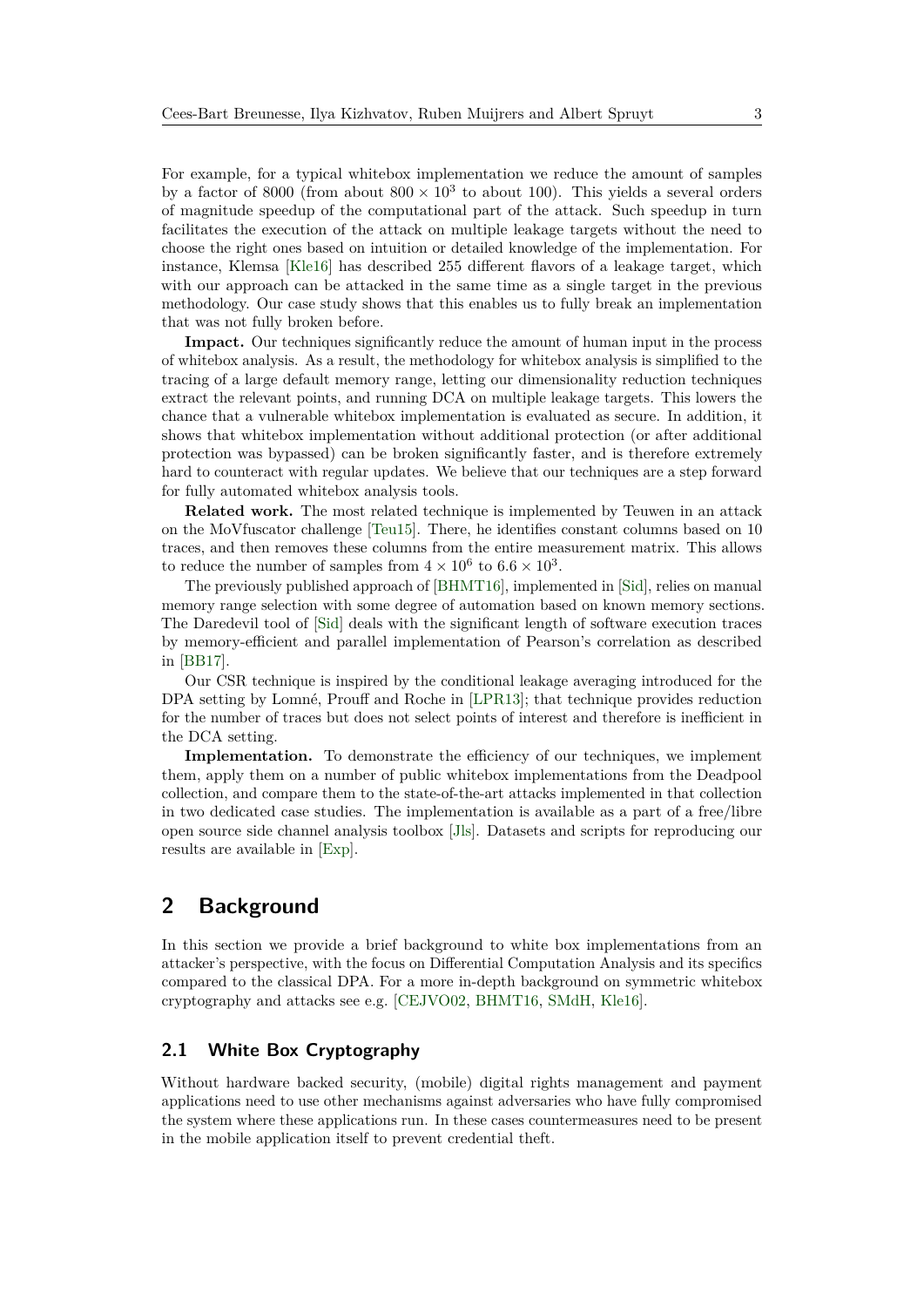For example, for a typical whitebox implementation we reduce the amount of samples by a factor of 8000 (from about $800 \times 10^3$ to about 100). This yields a several orders of magnitude speedup of the computational part of the attack. Such speedup in turn facilitates the execution of the attack on multiple leakage targets without the need to choose the right ones based on intuition or detailed knowledge of the implementation. For instance, Klemsa [Kle16] has described 255 different flavors of a leakage target, which with our approach can be attacked in the same time as a single target in the previous methodology. Our case study shows that this enables us to fully break an implementation that was not fully broken before.

**Impact.** Our techniques significantly reduce the amount of human input in the process of whitebox analysis. As a result, the methodology for whitebox analysis is simplified to the tracing of a large default memory range, letting our dimensionality reduction techniques extract the relevant points, and running DCA on multiple leakage targets. This lowers the chance that a vulnerable whitebox implementation is evaluated as secure. In addition, it shows that whitebox implementation without additional protection (or after additional protection was bypassed) can be broken significantly faster, and is therefore extremely hard to counteract with regular updates. We believe that our techniques are a step forward for fully automated whitebox analysis tools.

**Related work.** The most related technique is implemented by Teuwen in an attack on the MoVfuscator challenge [Teu15]. There, he identifies constant columns based on 10 traces, and then removes these columns from the entire measurement matrix. This allows to reduce the number of samples from $4 \times 10^6$ to $6.6 \times 10^3$.

The previously published approach of [BHMT16], implemented in [Sid], relies on manual memory range selection with some degree of automation based on known memory sections. The Daredevil tool of [Sid] deals with the significant length of software execution traces by memory-efficient and parallel implementation of Pearson's correlation as described in [BB17].

Our CSR technique is inspired by the conditional leakage averaging introduced for the DPA setting by Lomné, Prouff and Roche in [LPR13]; that technique provides reduction for the number of traces but does not select points of interest and therefore is inefficient in the DCA setting.

**Implementation.** To demonstrate the efficiency of our techniques, we implement them, apply them on a number of public whitebox implementations from the Deadpool collection, and compare them to the state-of-the-art attacks implemented in that collection in two dedicated case studies. The implementation is available as a part of a free/libre open source side channel analysis toolbox [Jls]. Datasets and scripts for reproducing our results are available in [Exp].

## 2 Background

In this section we provide a brief background to white box implementations from an attacker's perspective, with the focus on Differential Computation Analysis and its specifics compared to the classical DPA. For a more in-depth background on symmetric whitebox cryptography and attacks see e.g. [CEJVO02, BHMT16, SMdH, Kle16].

### 2.1 White Box Cryptography

Without hardware backed security, (mobile) digital rights management and payment applications need to use other mechanisms against adversaries who have fully compromised the system where these applications run. In these cases countermeasures need to be present in the mobile application itself to prevent credential theft.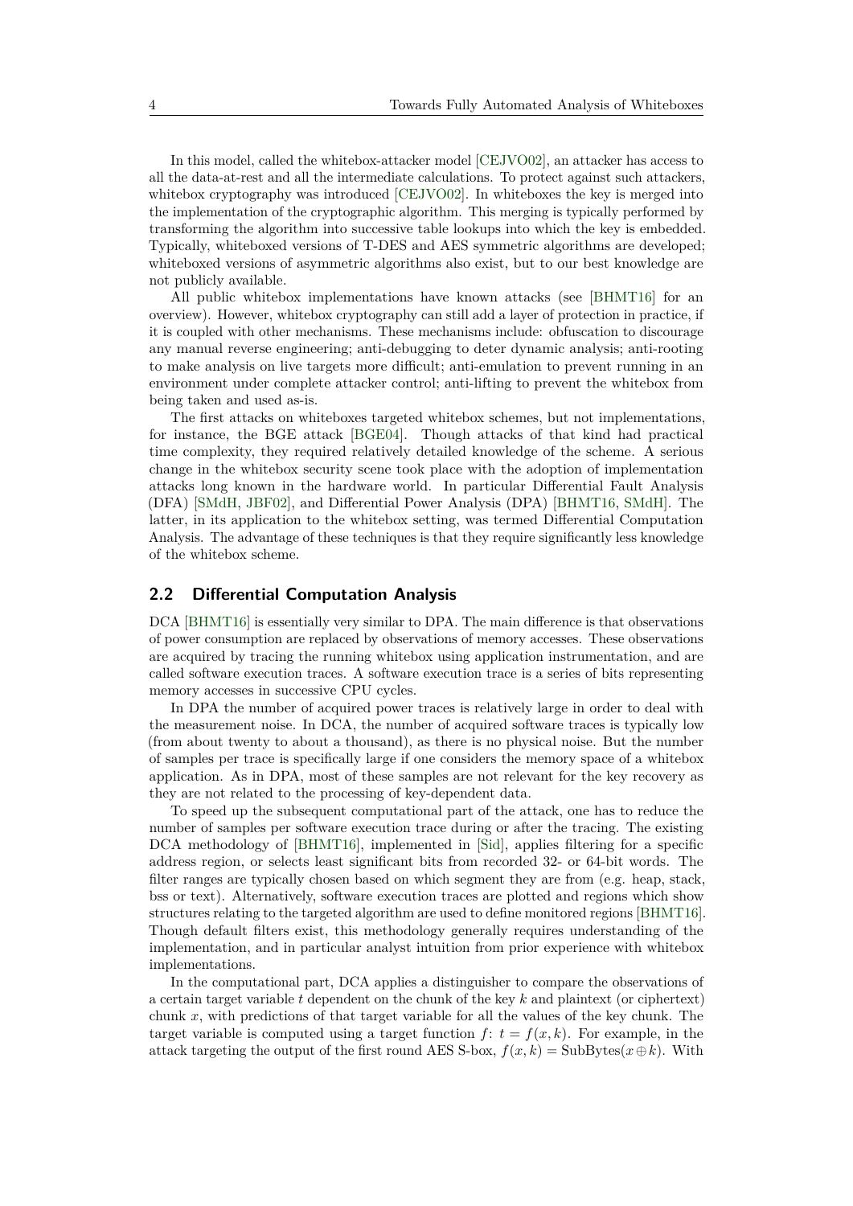In this model, called the whitebox-attacker model [CEJVO02], an attacker has access to all the data-at-rest and all the intermediate calculations. To protect against such attackers, whitebox cryptography was introduced [CEJVO02]. In whiteboxes the key is merged into the implementation of the cryptographic algorithm. This merging is typically performed by transforming the algorithm into successive table lookups into which the key is embedded. Typically, whiteboxed versions of T-DES and AES symmetric algorithms are developed; whiteboxed versions of asymmetric algorithms also exist, but to our best knowledge are not publicly available.

All public whitebox implementations have known attacks (see [BHMT16] for an overview). However, whitebox cryptography can still add a layer of protection in practice, if it is coupled with other mechanisms. These mechanisms include: obfuscation to discourage any manual reverse engineering; anti-debugging to deter dynamic analysis; anti-rooting to make analysis on live targets more difficult; anti-emulation to prevent running in an environment under complete attacker control; anti-lifting to prevent the whitebox from being taken and used as-is.

The first attacks on whiteboxes targeted whitebox schemes, but not implementations, for instance, the BGE attack [BGE04]. Though attacks of that kind had practical time complexity, they required relatively detailed knowledge of the scheme. A serious change in the whitebox security scene took place with the adoption of implementation attacks long known in the hardware world. In particular Differential Fault Analysis (DFA) [SMdH, JBF02], and Differential Power Analysis (DPA) [BHMT16, SMdH]. The latter, in its application to the whitebox setting, was termed Differential Computation Analysis. The advantage of these techniques is that they require significantly less knowledge of the whitebox scheme.

## 2.2 Differential Computation Analysis

DCA [BHMT16] is essentially very similar to DPA. The main difference is that observations of power consumption are replaced by observations of memory accesses. These observations are acquired by tracing the running whitebox using application instrumentation, and are called software execution traces. A software execution trace is a series of bits representing memory accesses in successive CPU cycles.

In DPA the number of acquired power traces is relatively large in order to deal with the measurement noise. In DCA, the number of acquired software traces is typically low (from about twenty to about a thousand), as there is no physical noise. But the number of samples per trace is specifically large if one considers the memory space of a whitebox application. As in DPA, most of these samples are not relevant for the key recovery as they are not related to the processing of key-dependent data.

To speed up the subsequent computational part of the attack, one has to reduce the number of samples per software execution trace during or after the tracing. The existing DCA methodology of [BHMT16], implemented in [Sid], applies filtering for a specific address region, or selects least significant bits from recorded 32- or 64-bit words. The filter ranges are typically chosen based on which segment they are from (e.g. heap, stack, bss or text). Alternatively, software execution traces are plotted and regions which show structures relating to the targeted algorithm are used to define monitored regions [BHMT16]. Though default filters exist, this methodology generally requires understanding of the implementation, and in particular analyst intuition from prior experience with whitebox implementations.

In the computational part, DCA applies a distinguisher to compare the observations of a certain target variable $t$ dependent on the chunk of the key $k$ and plaintext (or ciphertext) chunk $x$, with predictions of that target variable for all the values of the key chunk. The target variable is computed using a target function $f$: $t = f(x, k)$. For example, in the attack targeting the output of the first round AES S-box, $f(x, k) = \text{SubBytes}(x \oplus k)$. With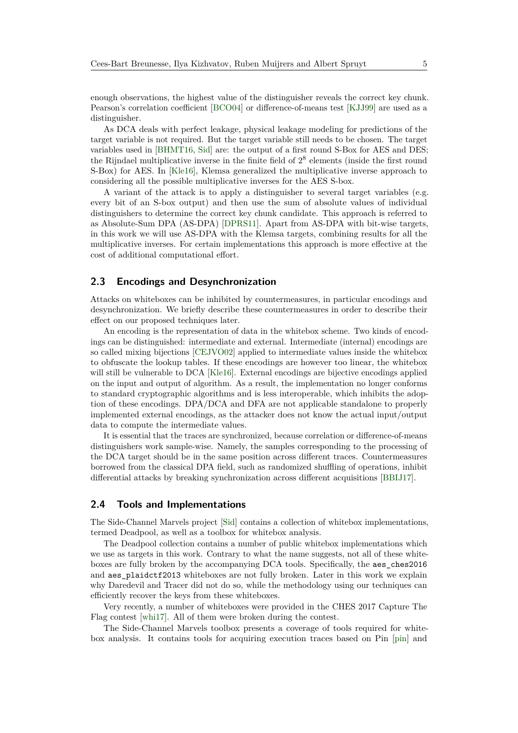enough observations, the highest value of the distinguisher reveals the correct key chunk. Pearson's correlation coefficient [BCO04] or difference-of-means test [KJJ99] are used as a distinguisher.

As DCA deals with perfect leakage, physical leakage modeling for predictions of the target variable is not required. But the target variable still needs to be chosen. The target variables used in [BHMT16, Sid] are: the output of a first round S-Box for AES and DES; the Rijndael multiplicative inverse in the finite field of $2^8$ elements (inside the first round S-Box) for AES. In [Kle16], Klemsa generalized the multiplicative inverse approach to considering all the possible multiplicative inverses for the AES S-box.

A variant of the attack is to apply a distinguisher to several target variables (e.g. every bit of an S-box output) and then use the sum of absolute values of individual distinguishers to determine the correct key chunk candidate. This approach is referred to as Absolute-Sum DPA (AS-DPA) [DPRS11]. Apart from AS-DPA with bit-wise targets, in this work we will use AS-DPA with the Klemsa targets, combining results for all the multiplicative inverses. For certain implementations this approach is more effective at the cost of additional computational effort.

## 2.3 Encodings and Desynchronization

Attacks on whiteboxes can be inhibited by countermeasures, in particular encodings and desynchronization. We briefly describe these countermeasures in order to describe their effect on our proposed techniques later.

An encoding is the representation of data in the whitebox scheme. Two kinds of encodings can be distinguished: intermediate and external. Intermediate (internal) encodings are so called mixing bijections [CEJVO02] applied to intermediate values inside the whitebox to obfuscate the lookup tables. If these encodings are however too linear, the whitebox will still be vulnerable to DCA [Kle16]. External encodings are bijective encodings applied on the input and output of algorithm. As a result, the implementation no longer conforms to standard cryptographic algorithms and is less interoperable, which inhibits the adoption of these encodings. DPA/DCA and DFA are not applicable standalone to properly implemented external encodings, as the attacker does not know the actual input/output data to compute the intermediate values.

It is essential that the traces are synchronized, because correlation or difference-of-means distinguishers work sample-wise. Namely, the samples corresponding to the processing of the DCA target should be in the same position across different traces. Countermeasures borrowed from the classical DPA field, such as randomized shuffling of operations, inhibit differential attacks by breaking synchronization across different acquisitions [BBIJ17].

## 2.4 Tools and Implementations

The Side-Channel Marvels project [Sid] contains a collection of whitebox implementations, termed Deadpool, as well as a toolbox for whitebox analysis.

The Deadpool collection contains a number of public whitebox implementations which we use as targets in this work. Contrary to what the name suggests, not all of these whiteboxes are fully broken by the accompanying DCA tools. Specifically, the `aes_ches2016` and `aes_plaidctf2013` whiteboxes are not fully broken. Later in this work we explain why Daredevil and Tracer did not do so, while the methodology using our techniques can efficiently recover the keys from these whiteboxes.

Very recently, a number of whiteboxes were provided in the CHES 2017 Capture The Flag contest [whi17]. All of them were broken during the contest.

The Side-Channel Marvels toolbox presents a coverage of tools required for whitebox analysis. It contains tools for acquiring execution traces based on Pin [pin] and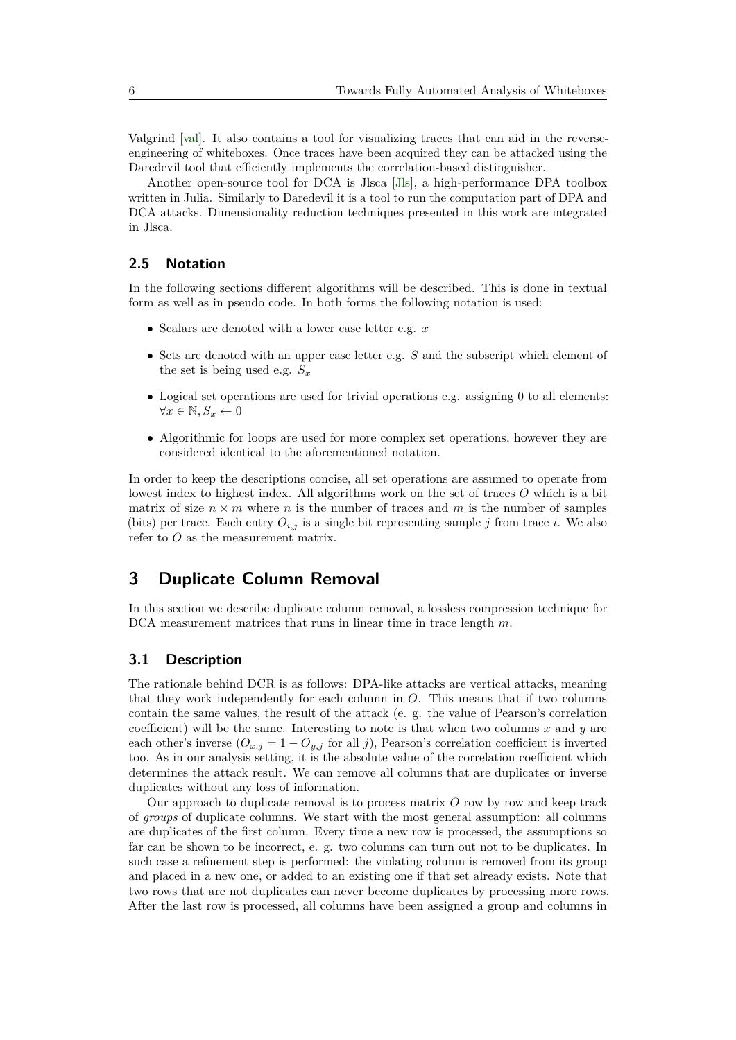Valgrind [val]. It also contains a tool for visualizing traces that can aid in the reverse-engineering of whiteboxes. Once traces have been acquired they can be attacked using the Daredevil tool that efficiently implements the correlation-based distinguisher.

Another open-source tool for DCA is Jlsca [Jls], a high-performance DPA toolbox written in Julia. Similarly to Daredevil it is a tool to run the computation part of DPA and DCA attacks. Dimensionality reduction techniques presented in this work are integrated in Jlsca.

### 2.5 Notation

In the following sections different algorithms will be described. This is done in textual form as well as in pseudo code. In both forms the following notation is used:

- Scalars are denoted with a lower case letter e.g. $x$
- Sets are denoted with an upper case letter e.g. $S$ and the subscript which element of the set is being used e.g. $S_x$
- Logical set operations are used for trivial operations e.g. assigning 0 to all elements: $\forall x \in \mathbb{N}, S_x \leftarrow 0$
- Algorithmic for loops are used for more complex set operations, however they are considered identical to the aforementioned notation.

In order to keep the descriptions concise, all set operations are assumed to operate from lowest index to highest index. All algorithms work on the set of traces $O$ which is a bit matrix of size $n \times m$ where $n$ is the number of traces and $m$ is the number of samples (bits) per trace. Each entry $O_{i,j}$ is a single bit representing sample $j$ from trace $i$. We also refer to $O$ as the measurement matrix.

## 3 Duplicate Column Removal

In this section we describe duplicate column removal, a lossless compression technique for DCA measurement matrices that runs in linear time in trace length $m$.

### 3.1 Description

The rationale behind DCR is as follows: DPA-like attacks are vertical attacks, meaning that they work independently for each column in $O$. This means that if two columns contain the same values, the result of the attack (e. g. the value of Pearson's correlation coefficient) will be the same. Interesting to note is that when two columns $x$ and $y$ are each other's inverse ($O_{x,j} = 1 - O_{y,j}$ for all $j$), Pearson's correlation coefficient is inverted too. As in our analysis setting, it is the absolute value of the correlation coefficient which determines the attack result. We can remove all columns that are duplicates or inverse duplicates without any loss of information.

Our approach to duplicate removal is to process matrix $O$ row by row and keep track of *groups* of duplicate columns. We start with the most general assumption: all columns are duplicates of the first column. Every time a new row is processed, the assumptions so far can be shown to be incorrect, e. g. two columns can turn out not to be duplicates. In such case a refinement step is performed: the violating column is removed from its group and placed in a new one, or added to an existing one if that set already exists. Note that two rows that are not duplicates can never become duplicates by processing more rows. After the last row is processed, all columns have been assigned a group and columns in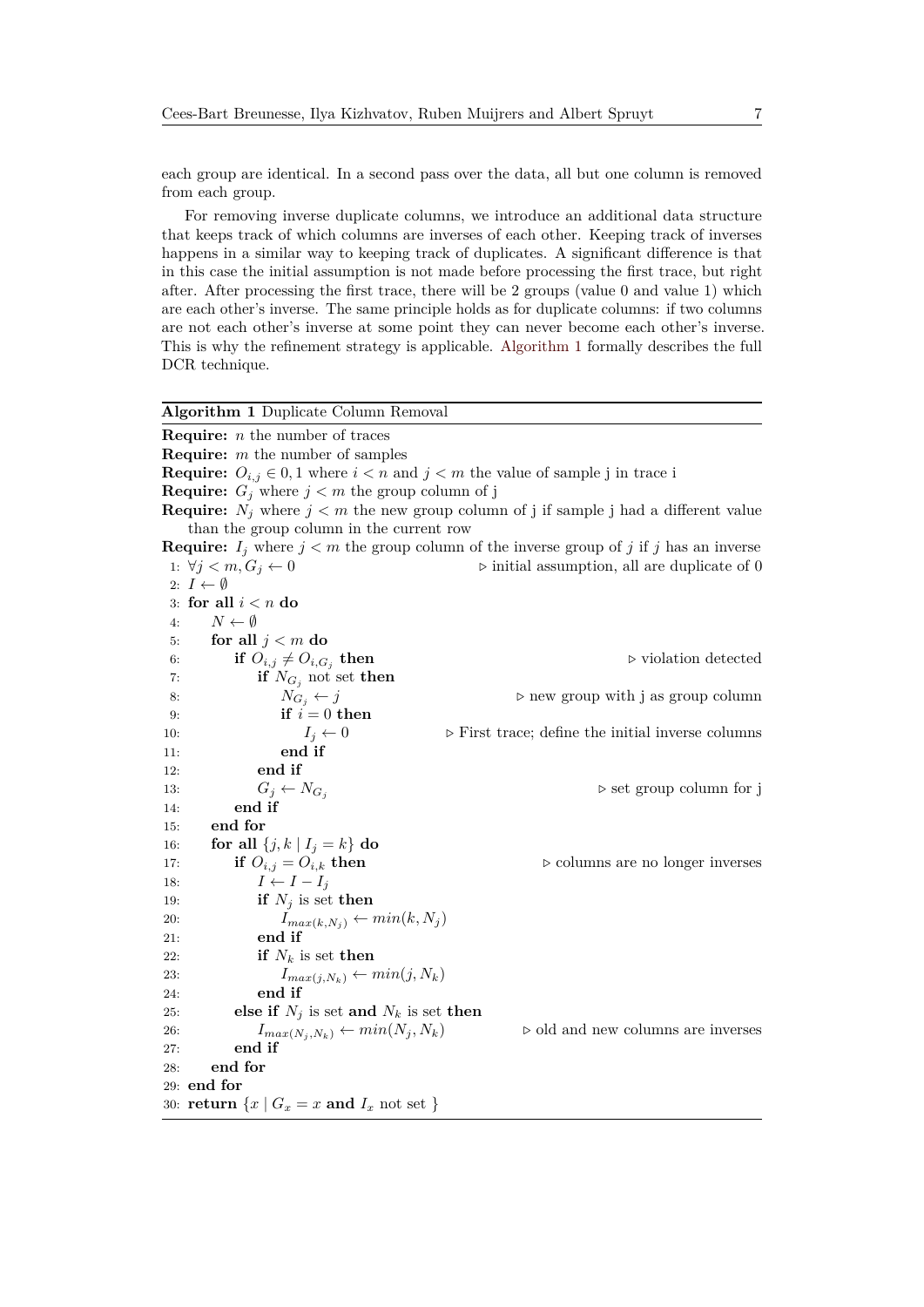each group are identical. In a second pass over the data, all but one column is removed from each group.

For removing inverse duplicate columns, we introduce an additional data structure that keeps track of which columns are inverses of each other. Keeping track of inverses happens in a similar way to keeping track of duplicates. A significant difference is that in this case the initial assumption is not made before processing the first trace, but right after. After processing the first trace, there will be 2 groups (value 0 and value 1) which are each other's inverse. The same principle holds as for duplicate columns: if two columns are not each other's inverse at some point they can never become each other's inverse. This is why the refinement strategy is applicable. Algorithm 1 formally describes the full DCR technique.

**Algorithm 1** Duplicate Column Removal

**Require:** $n$ the number of traces
**Require:** $m$ the number of samples
**Require:** $O_{i,j} \in 0, 1$ where $i < n$ and $j < m$ the value of sample j in trace i
**Require:** $G_j$ where $j < m$ the group column of j
**Require:** $N_j$ where $j < m$ the new group column of j if sample j had a different value than the group column in the current row
**Require:** $I_j$ where $j < m$ the group column of the inverse group of $j$ if $j$ has an inverse

```
1: ∀j < m, G_j ← 0                         ▷ initial assumption, all are duplicate of 0
2: I ← ∅
3: for all i < n do
4:     N ← ∅
5:     for all j < m do
6:         if O_{i,j} ≠ O_{i,G_j} then                              ▷ violation detected
7:             if N_{G_j} not set then
8:                 N_{G_j} ← j                        ▷ new group with j as group column
9:                 if i = 0 then
10:                    I_j ← 0            ▷ First trace; define the initial inverse columns
11:                end if
12:            end if
13:            G_j ← N_{G_j}                                    ▷ set group column for j
14:        end if
15:    end for
16:    for all {j, k | I_j = k} do
17:        if O_{i,j} = O_{i,k} then                    ▷ columns are no longer inverses
18:            I ← I − I_j
19:            if N_j is set then
20:                I_{max(k,N_j)} ← min(k, N_j)
21:            end if
22:            if N_k is set then
23:                I_{max(j,N_k)} ← min(j, N_k)
24:            end if
25:        else if N_j is set and N_k is set then
26:            I_{max(N_j,N_k)} ← min(N_j, N_k)          ▷ old and new columns are inverses
27:        end if
28:    end for
29: end for
30: return {x | G_x = x and I_x not set }
```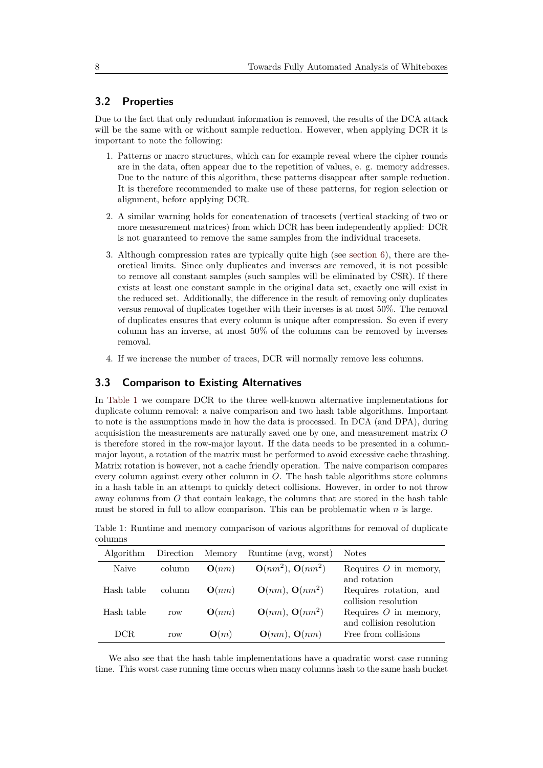### 3.2 Properties

Due to the fact that only redundant information is removed, the results of the DCA attack will be the same with or without sample reduction. However, when applying DCR it is important to note the following:

1. Patterns or macro structures, which can for example reveal where the cipher rounds are in the data, often appear due to the repetition of values, e. g. memory addresses. Due to the nature of this algorithm, these patterns disappear after sample reduction. It is therefore recommended to make use of these patterns, for region selection or alignment, before applying DCR.
2. A similar warning holds for concatenation of tracesets (vertical stacking of two or more measurement matrices) from which DCR has been independently applied: DCR is not guaranteed to remove the same samples from the individual tracesets.
3. Although compression rates are typically quite high (see section 6), there are theoretical limits. Since only duplicates and inverses are removed, it is not possible to remove all constant samples (such samples will be eliminated by CSR). If there exists at least one constant sample in the original data set, exactly one will exist in the reduced set. Additionally, the difference in the result of removing only duplicates versus removal of duplicates together with their inverses is at most 50%. The removal of duplicates ensures that every column is unique after compression. So even if every column has an inverse, at most 50% of the columns can be removed by inverses removal.
4. If we increase the number of traces, DCR will normally remove less columns.

### 3.3 Comparison to Existing Alternatives

In Table 1 we compare DCR to the three well-known alternative implementations for duplicate column removal: a naive comparison and two hash table algorithms. Important to note is the assumptions made in how the data is processed. In DCA (and DPA), during acquisistion the measurements are naturally saved one by one, and measurement matrix $O$ is therefore stored in the row-major layout. If the data needs to be presented in a column-major layout, a rotation of the matrix must be performed to avoid excessive cache thrashing. Matrix rotation is however, not a cache friendly operation. The naive comparison compares every column against every other column in $O$. The hash table algorithms store columns in a hash table in an attempt to quickly detect collisions. However, in order to not throw away columns from $O$ that contain leakage, the columns that are stored in the hash table must be stored in full to allow comparison. This can be problematic when $n$ is large.

Table 1: Runtime and memory comparison of various algorithms for removal of duplicate columns

| Algorithm | Direction | Memory | Runtime (avg, worst) | Notes |
|---|---|---|---|---|
| Naive | column | $\mathbf{O}(nm)$ | $\mathbf{O}(nm^2)$, $\mathbf{O}(nm^2)$ | Requires $O$ in memory, and rotation |
| Hash table | column | $\mathbf{O}(nm)$ | $\mathbf{O}(nm)$, $\mathbf{O}(nm^2)$ | Requires rotation, and collision resolution |
| Hash table | row | $\mathbf{O}(nm)$ | $\mathbf{O}(nm)$, $\mathbf{O}(nm^2)$ | Requires $O$ in memory, and collision resolution |
| DCR | row | $\mathbf{O}(m)$ | $\mathbf{O}(nm)$, $\mathbf{O}(nm)$ | Free from collisions |

We also see that the hash table implementations have a quadratic worst case running time. This worst case running time occurs when many columns hash to the same hash bucket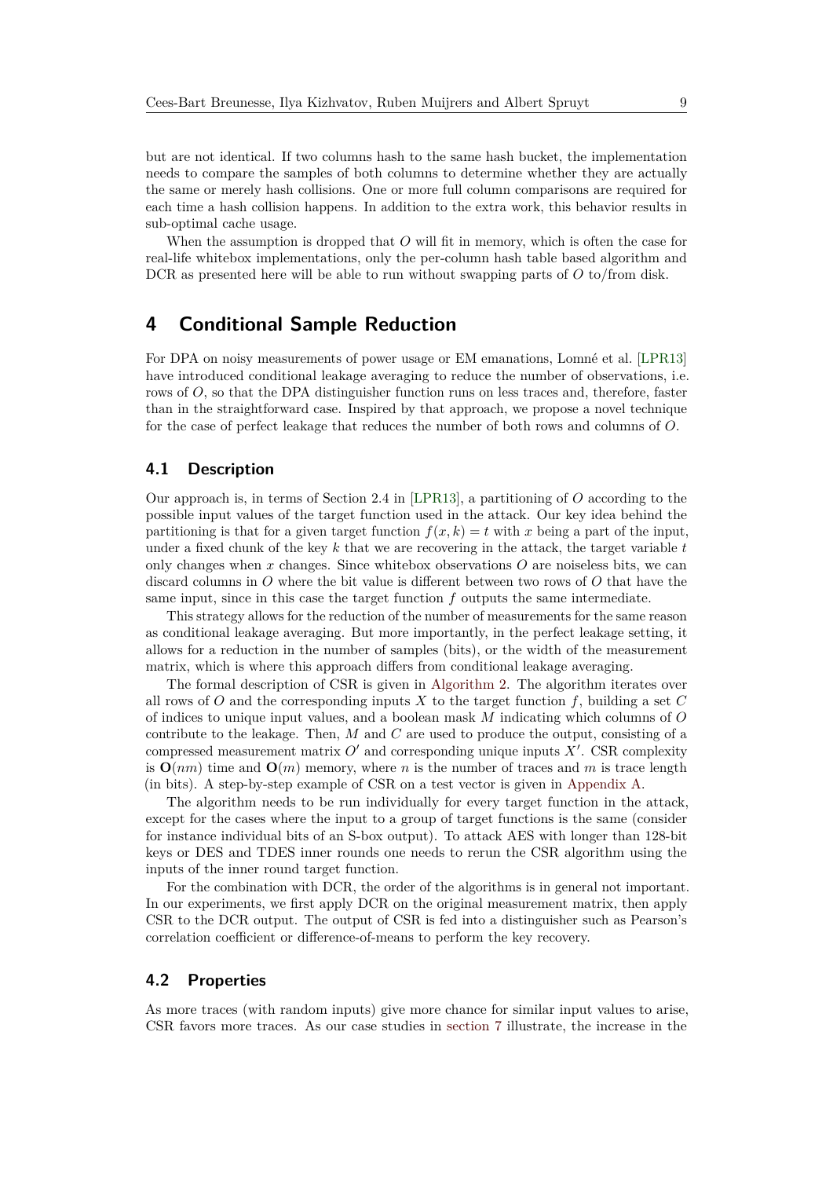but are not identical. If two columns hash to the same hash bucket, the implementation needs to compare the samples of both columns to determine whether they are actually the same or merely hash collisions. One or more full column comparisons are required for each time a hash collision happens. In addition to the extra work, this behavior results in sub-optimal cache usage.

When the assumption is dropped that $O$ will fit in memory, which is often the case for real-life whitebox implementations, only the per-column hash table based algorithm and DCR as presented here will be able to run without swapping parts of $O$ to/from disk.

# 4 Conditional Sample Reduction

For DPA on noisy measurements of power usage or EM emanations, Lomné et al. [LPR13] have introduced conditional leakage averaging to reduce the number of observations, i.e. rows of $O$, so that the DPA distinguisher function runs on less traces and, therefore, faster than in the straightforward case. Inspired by that approach, we propose a novel technique for the case of perfect leakage that reduces the number of both rows and columns of $O$.

## 4.1 Description

Our approach is, in terms of Section 2.4 in [LPR13], a partitioning of $O$ according to the possible input values of the target function used in the attack. Our key idea behind the partitioning is that for a given target function $f(x, k) = t$ with $x$ being a part of the input, under a fixed chunk of the key $k$ that we are recovering in the attack, the target variable $t$ only changes when $x$ changes. Since whitebox observations $O$ are noiseless bits, we can discard columns in $O$ where the bit value is different between two rows of $O$ that have the same input, since in this case the target function $f$ outputs the same intermediate.

This strategy allows for the reduction of the number of measurements for the same reason as conditional leakage averaging. But more importantly, in the perfect leakage setting, it allows for a reduction in the number of samples (bits), or the width of the measurement matrix, which is where this approach differs from conditional leakage averaging.

The formal description of CSR is given in Algorithm 2. The algorithm iterates over all rows of $O$ and the corresponding inputs $X$ to the target function $f$, building a set $C$ of indices to unique input values, and a boolean mask $M$ indicating which columns of $O$ contribute to the leakage. Then, $M$ and $C$ are used to produce the output, consisting of a compressed measurement matrix $O'$ and corresponding unique inputs $X'$. CSR complexity is $\mathbf{O}(nm)$ time and $\mathbf{O}(m)$ memory, where $n$ is the number of traces and $m$ is trace length (in bits). A step-by-step example of CSR on a test vector is given in Appendix A.

The algorithm needs to be run individually for every target function in the attack, except for the cases where the input to a group of target functions is the same (consider for instance individual bits of an S-box output). To attack AES with longer than 128-bit keys or DES and TDES inner rounds one needs to rerun the CSR algorithm using the inputs of the inner round target function.

For the combination with DCR, the order of the algorithms is in general not important. In our experiments, we first apply DCR on the original measurement matrix, then apply CSR to the DCR output. The output of CSR is fed into a distinguisher such as Pearson's correlation coefficient or difference-of-means to perform the key recovery.

## 4.2 Properties

As more traces (with random inputs) give more chance for similar input values to arise, CSR favors more traces. As our case studies in section 7 illustrate, the increase in the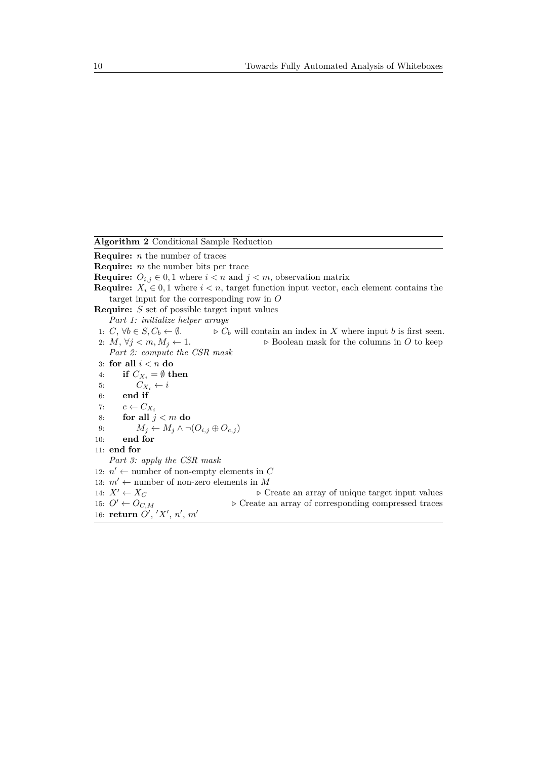**Algorithm 2** Conditional Sample Reduction

**Require:** $n$ the number of traces
**Require:** $m$ the number bits per trace
**Require:** $O_{i,j} \in 0, 1$ where $i < n$ and $j < m$, observation matrix
**Require:** $X_i \in 0, 1$ where $i < n$, target function input vector, each element contains the target input for the corresponding row in $O$
**Require:** $S$ set of possible target input values

*Part 1: initialize helper arrays*

1: $C, \forall b \in S, C_b \leftarrow \emptyset$. ▷ $C_b$ will contain an index in $X$ where input $b$ is first seen.
2: $M, \forall j < m, M_j \leftarrow 1$. ▷ Boolean mask for the columns in $O$ to keep

*Part 2: compute the CSR mask*

3: **for all** $i < n$ **do**
4: &nbsp;&nbsp;&nbsp;&nbsp;**if** $C_{X_i} = \emptyset$ **then**
5: &nbsp;&nbsp;&nbsp;&nbsp;&nbsp;&nbsp;&nbsp;&nbsp;$C_{X_i} \leftarrow i$
6: &nbsp;&nbsp;&nbsp;&nbsp;**end if**
7: &nbsp;&nbsp;&nbsp;&nbsp;$c \leftarrow C_{X_i}$
8: &nbsp;&nbsp;&nbsp;&nbsp;**for all** $j < m$ **do**
9: &nbsp;&nbsp;&nbsp;&nbsp;&nbsp;&nbsp;&nbsp;&nbsp;$M_j \leftarrow M_j \land \neg(O_{i,j} \oplus O_{c,j})$
10: &nbsp;&nbsp;&nbsp;&nbsp;**end for**
11: **end for**

*Part 3: apply the CSR mask*

12: $n' \leftarrow$ number of non-empty elements in $C$
13: $m' \leftarrow$ number of non-zero elements in $M$
14: $X' \leftarrow X_C$ ▷ Create an array of unique target input values
15: $O' \leftarrow O_{C,M}$ ▷ Create an array of corresponding compressed traces
16: **return** $O'$, $'X'$, $n'$, $m'$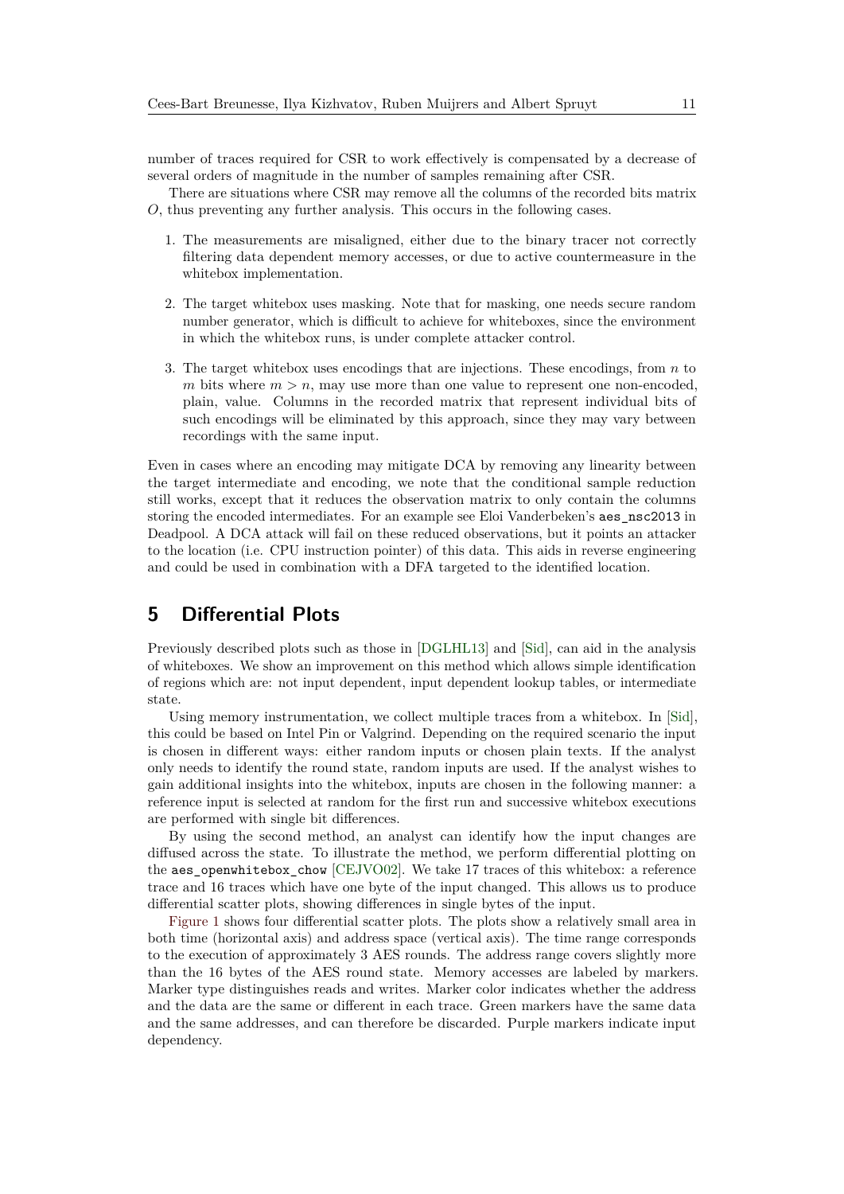number of traces required for CSR to work effectively is compensated by a decrease of several orders of magnitude in the number of samples remaining after CSR.

There are situations where CSR may remove all the columns of the recorded bits matrix $O$, thus preventing any further analysis. This occurs in the following cases.

1. The measurements are misaligned, either due to the binary tracer not correctly filtering data dependent memory accesses, or due to active countermeasure in the whitebox implementation.

2. The target whitebox uses masking. Note that for masking, one needs secure random number generator, which is difficult to achieve for whiteboxes, since the environment in which the whitebox runs, is under complete attacker control.

3. The target whitebox uses encodings that are injections. These encodings, from $n$ to $m$ bits where $m > n$, may use more than one value to represent one non-encoded, plain, value. Columns in the recorded matrix that represent individual bits of such encodings will be eliminated by this approach, since they may vary between recordings with the same input.

Even in cases where an encoding may mitigate DCA by removing any linearity between the target intermediate and encoding, we note that the conditional sample reduction still works, except that it reduces the observation matrix to only contain the columns storing the encoded intermediates. For an example see Eloi Vanderbeken's `aes_nsc2013` in Deadpool. A DCA attack will fail on these reduced observations, but it points an attacker to the location (i.e. CPU instruction pointer) of this data. This aids in reverse engineering and could be used in combination with a DFA targeted to the identified location.

## 5 Differential Plots

Previously described plots such as those in [DGLHL13] and [Sid], can aid in the analysis of whiteboxes. We show an improvement on this method which allows simple identification of regions which are: not input dependent, input dependent lookup tables, or intermediate state.

Using memory instrumentation, we collect multiple traces from a whitebox. In [Sid], this could be based on Intel Pin or Valgrind. Depending on the required scenario the input is chosen in different ways: either random inputs or chosen plain texts. If the analyst only needs to identify the round state, random inputs are used. If the analyst wishes to gain additional insights into the whitebox, inputs are chosen in the following manner: a reference input is selected at random for the first run and successive whitebox executions are performed with single bit differences.

By using the second method, an analyst can identify how the input changes are diffused across the state. To illustrate the method, we perform differential plotting on the `aes_openwhitebox_chow` [CEJVO02]. We take 17 traces of this whitebox: a reference trace and 16 traces which have one byte of the input changed. This allows us to produce differential scatter plots, showing differences in single bytes of the input.

Figure 1 shows four differential scatter plots. The plots show a relatively small area in both time (horizontal axis) and address space (vertical axis). The time range corresponds to the execution of approximately 3 AES rounds. The address range covers slightly more than the 16 bytes of the AES round state. Memory accesses are labeled by markers. Marker type distinguishes reads and writes. Marker color indicates whether the address and the data are the same or different in each trace. Green markers have the same data and the same addresses, and can therefore be discarded. Purple markers indicate input dependency.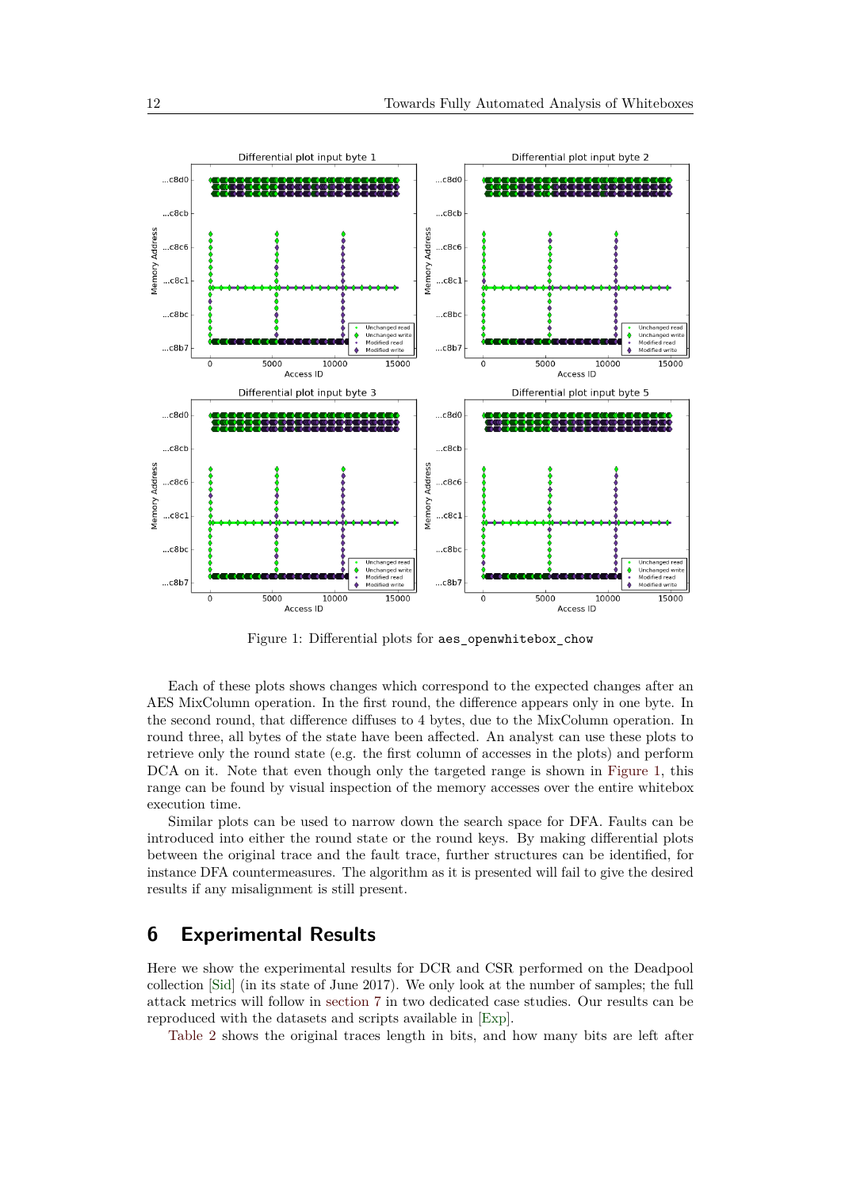Figure 1: Differential plots for `aes_openwhitebox_chow`

Each of these plots shows changes which correspond to the expected changes after an AES MixColumn operation. In the first round, the difference appears only in one byte. In the second round, that difference diffuses to 4 bytes, due to the MixColumn operation. In round three, all bytes of the state have been affected. An analyst can use these plots to retrieve only the round state (e.g. the first column of accesses in the plots) and perform DCA on it. Note that even though only the targeted range is shown in Figure 1, this range can be found by visual inspection of the memory accesses over the entire whitebox execution time.

Similar plots can be used to narrow down the search space for DFA. Faults can be introduced into either the round state or the round keys. By making differential plots between the original trace and the fault trace, further structures can be identified, for instance DFA countermeasures. The algorithm as it is presented will fail to give the desired results if any misalignment is still present.

## 6 Experimental Results

Here we show the experimental results for DCR and CSR performed on the Deadpool collection [Sid] (in its state of June 2017). We only look at the number of samples; the full attack metrics will follow in section 7 in two dedicated case studies. Our results can be reproduced with the datasets and scripts available in [Exp].

Table 2 shows the original traces length in bits, and how many bits are left after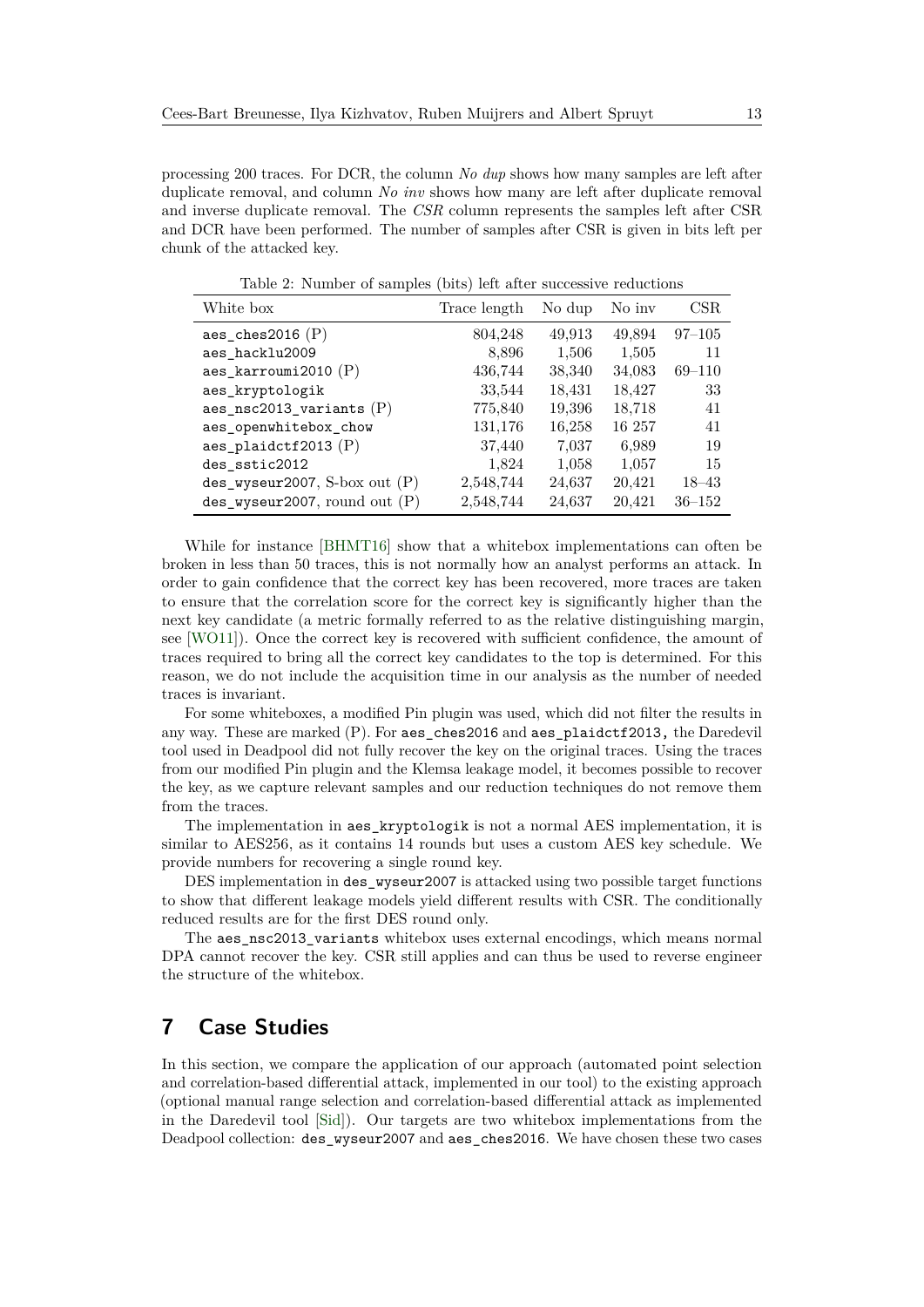processing 200 traces. For DCR, the column *No dup* shows how many samples are left after duplicate removal, and column *No inv* shows how many are left after duplicate removal and inverse duplicate removal. The *CSR* column represents the samples left after CSR and DCR have been performed. The number of samples after CSR is given in bits left per chunk of the attacked key.

Table 2: Number of samples (bits) left after successive reductions

| White box | Trace length | No dup | No inv | CSR |
|---|---|---|---|---|
| `aes_ches2016` (P) | 804,248 | 49,913 | 49,894 | 97–105 |
| `aes_hacklu2009` | 8,896 | 1,506 | 1,505 | 11 |
| `aes_karroumi2010` (P) | 436,744 | 38,340 | 34,083 | 69–110 |
| `aes_kryptologik` | 33,544 | 18,431 | 18,427 | 33 |
| `aes_nsc2013_variants` (P) | 775,840 | 19,396 | 18,718 | 41 |
| `aes_openwhitebox_chow` | 131,176 | 16,258 | 16 257 | 41 |
| `aes_plaidctf2013` (P) | 37,440 | 7,037 | 6,989 | 19 |
| `des_sstic2012` | 1,824 | 1,058 | 1,057 | 15 |
| `des_wyseur2007`, S-box out (P) | 2,548,744 | 24,637 | 20,421 | 18–43 |
| `des_wyseur2007`, round out (P) | 2,548,744 | 24,637 | 20,421 | 36–152 |

While for instance [BHMT16] show that a whitebox implementations can often be broken in less than 50 traces, this is not normally how an analyst performs an attack. In order to gain confidence that the correct key has been recovered, more traces are taken to ensure that the correlation score for the correct key is significantly higher than the next key candidate (a metric formally referred to as the relative distinguishing margin, see [WO11]). Once the correct key is recovered with sufficient confidence, the amount of traces required to bring all the correct key candidates to the top is determined. For this reason, we do not include the acquisition time in our analysis as the number of needed traces is invariant.

For some whiteboxes, a modified Pin plugin was used, which did not filter the results in any way. These are marked (P). For `aes_ches2016` and `aes_plaidctf2013`, the Daredevil tool used in Deadpool did not fully recover the key on the original traces. Using the traces from our modified Pin plugin and the Klemsa leakage model, it becomes possible to recover the key, as we capture relevant samples and our reduction techniques do not remove them from the traces.

The implementation in `aes_kryptologik` is not a normal AES implementation, it is similar to AES256, as it contains 14 rounds but uses a custom AES key schedule. We provide numbers for recovering a single round key.

DES implementation in `des_wyseur2007` is attacked using two possible target functions to show that different leakage models yield different results with CSR. The conditionally reduced results are for the first DES round only.

The `aes_nsc2013_variants` whitebox uses external encodings, which means normal DPA cannot recover the key. CSR still applies and can thus be used to reverse engineer the structure of the whitebox.

# 7 Case Studies

In this section, we compare the application of our approach (automated point selection and correlation-based differential attack, implemented in our tool) to the existing approach (optional manual range selection and correlation-based differential attack as implemented in the Daredevil tool [Sid]). Our targets are two whitebox implementations from the Deadpool collection: `des_wyseur2007` and `aes_ches2016`. We have chosen these two cases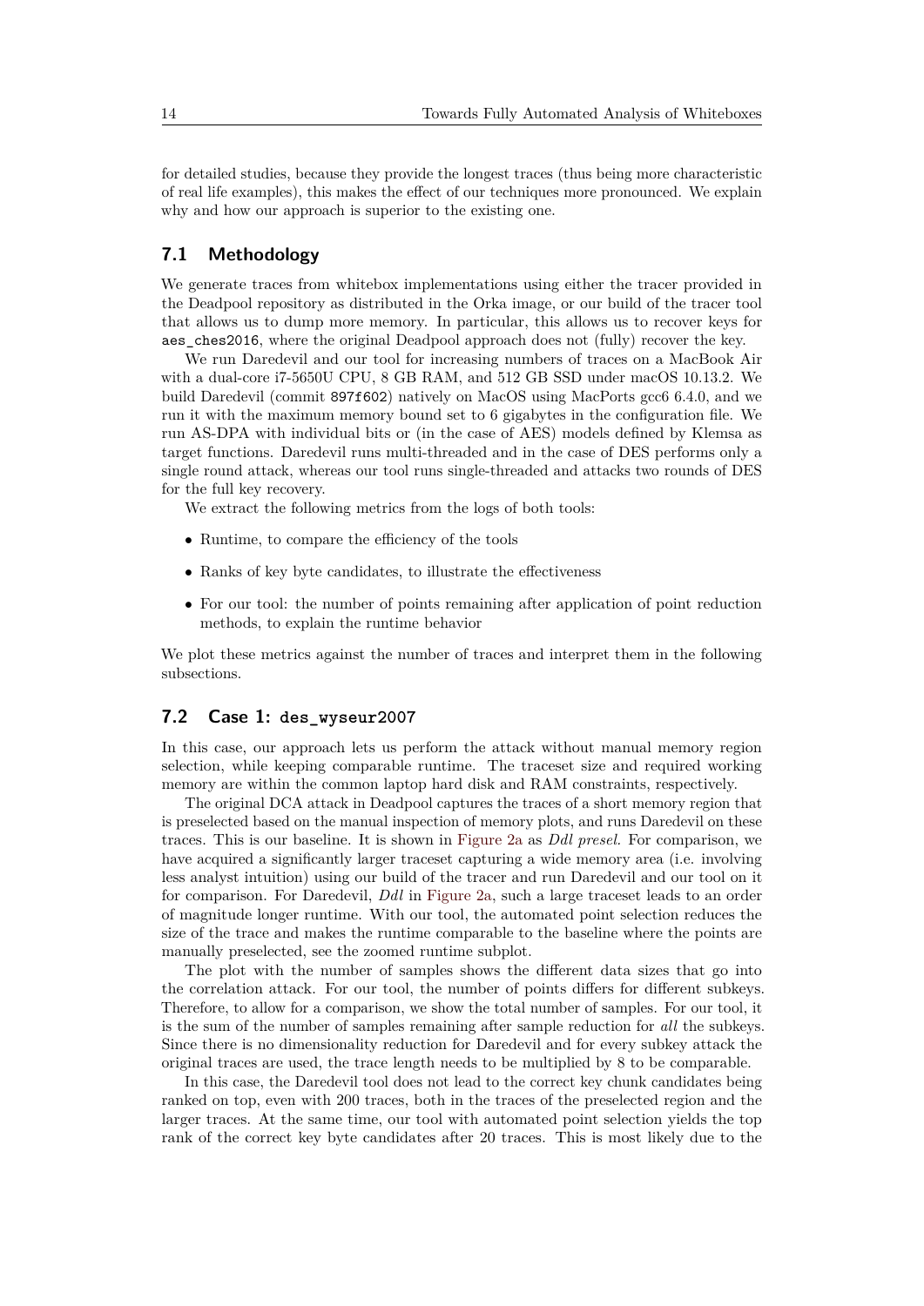for detailed studies, because they provide the longest traces (thus being more characteristic of real life examples), this makes the effect of our techniques more pronounced. We explain why and how our approach is superior to the existing one.

## 7.1 Methodology

We generate traces from whitebox implementations using either the tracer provided in the Deadpool repository as distributed in the Orka image, or our build of the tracer tool that allows us to dump more memory. In particular, this allows us to recover keys for `aes_ches2016`, where the original Deadpool approach does not (fully) recover the key.

We run Daredevil and our tool for increasing numbers of traces on a MacBook Air with a dual-core i7-5650U CPU, 8 GB RAM, and 512 GB SSD under macOS 10.13.2. We build Daredevil (commit `897f602`) natively on MacOS using MacPorts gcc6 6.4.0, and we run it with the maximum memory bound set to 6 gigabytes in the configuration file. We run AS-DPA with individual bits or (in the case of AES) models defined by Klemsa as target functions. Daredevil runs multi-threaded and in the case of DES performs only a single round attack, whereas our tool runs single-threaded and attacks two rounds of DES for the full key recovery.

We extract the following metrics from the logs of both tools:

- Runtime, to compare the efficiency of the tools
- Ranks of key byte candidates, to illustrate the effectiveness
- For our tool: the number of points remaining after application of point reduction methods, to explain the runtime behavior

We plot these metrics against the number of traces and interpret them in the following subsections.

## 7.2 Case 1: `des_wyseur2007`

In this case, our approach lets us perform the attack without manual memory region selection, while keeping comparable runtime. The traceset size and required working memory are within the common laptop hard disk and RAM constraints, respectively.

The original DCA attack in Deadpool captures the traces of a short memory region that is preselected based on the manual inspection of memory plots, and runs Daredevil on these traces. This is our baseline. It is shown in Figure 2a as *Ddl presel.* For comparison, we have acquired a significantly larger traceset capturing a wide memory area (i.e. involving less analyst intuition) using our build of the tracer and run Daredevil and our tool on it for comparison. For Daredevil, *Ddl* in Figure 2a, such a large traceset leads to an order of magnitude longer runtime. With our tool, the automated point selection reduces the size of the trace and makes the runtime comparable to the baseline where the points are manually preselected, see the zoomed runtime subplot.

The plot with the number of samples shows the different data sizes that go into the correlation attack. For our tool, the number of points differs for different subkeys. Therefore, to allow for a comparison, we show the total number of samples. For our tool, it is the sum of the number of samples remaining after sample reduction for *all* the subkeys. Since there is no dimensionality reduction for Daredevil and for every subkey attack the original traces are used, the trace length needs to be multiplied by 8 to be comparable.

In this case, the Daredevil tool does not lead to the correct key chunk candidates being ranked on top, even with 200 traces, both in the traces of the preselected region and the larger traces. At the same time, our tool with automated point selection yields the top rank of the correct key byte candidates after 20 traces. This is most likely due to the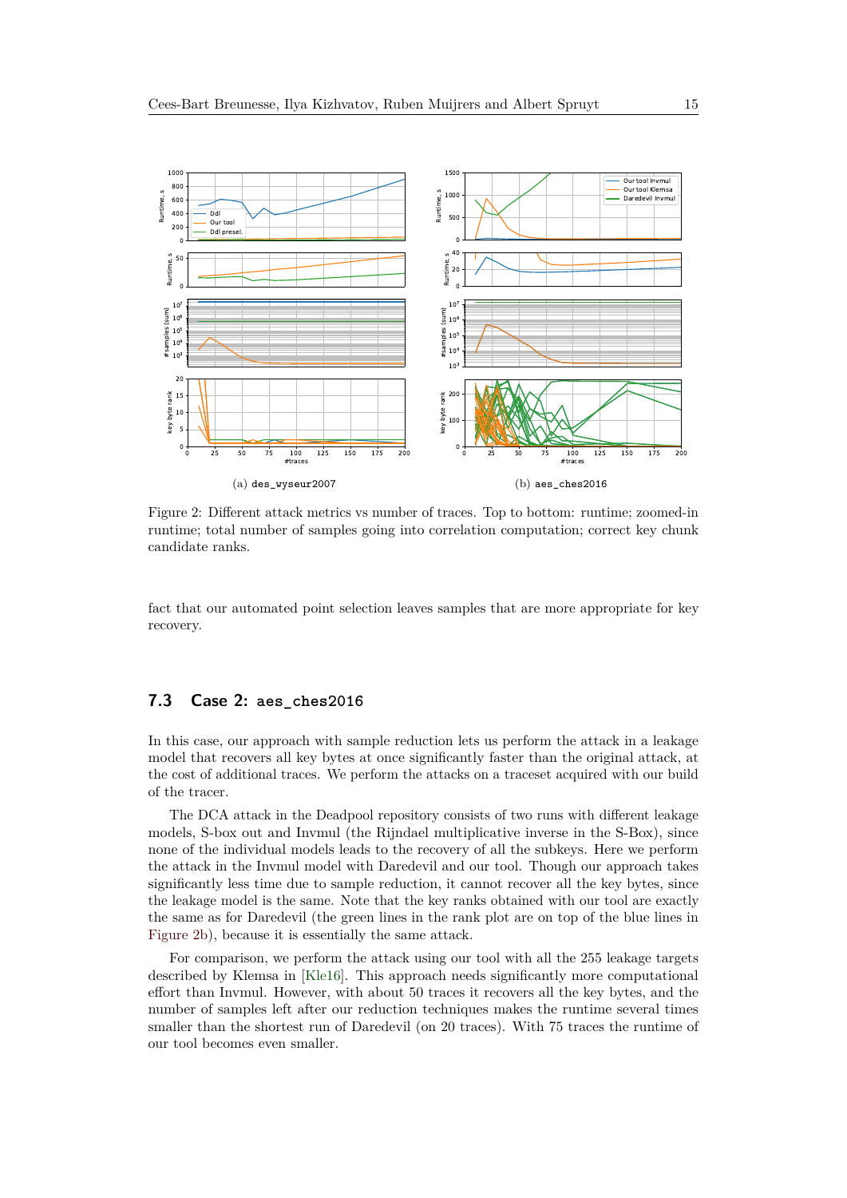(a) `des_wyseur2007`

(b) `aes_ches2016`

Figure 2: Different attack metrics vs number of traces. Top to bottom: runtime; zoomed-in runtime; total number of samples going into correlation computation; correct key chunk candidate ranks.

fact that our automated point selection leaves samples that are more appropriate for key recovery.

### 7.3 Case 2: `aes_ches2016`

In this case, our approach with sample reduction lets us perform the attack in a leakage model that recovers all key bytes at once significantly faster than the original attack, at the cost of additional traces. We perform the attacks on a traceset acquired with our build of the tracer.

The DCA attack in the Deadpool repository consists of two runs with different leakage models, S-box out and Invmul (the Rijndael multiplicative inverse in the S-Box), since none of the individual models leads to the recovery of all the subkeys. Here we perform the attack in the Invmul model with Daredevil and our tool. Though our approach takes significantly less time due to sample reduction, it cannot recover all the key bytes, since the leakage model is the same. Note that the key ranks obtained with our tool are exactly the same as for Daredevil (the green lines in the rank plot are on top of the blue lines in Figure 2b), because it is essentially the same attack.

For comparison, we perform the attack using our tool with all the 255 leakage targets described by Klemsa in [Kle16]. This approach needs significantly more computational effort than Invmul. However, with about 50 traces it recovers all the key bytes, and the number of samples left after our reduction techniques makes the runtime several times smaller than the shortest run of Daredevil (on 20 traces). With 75 traces the runtime of our tool becomes even smaller.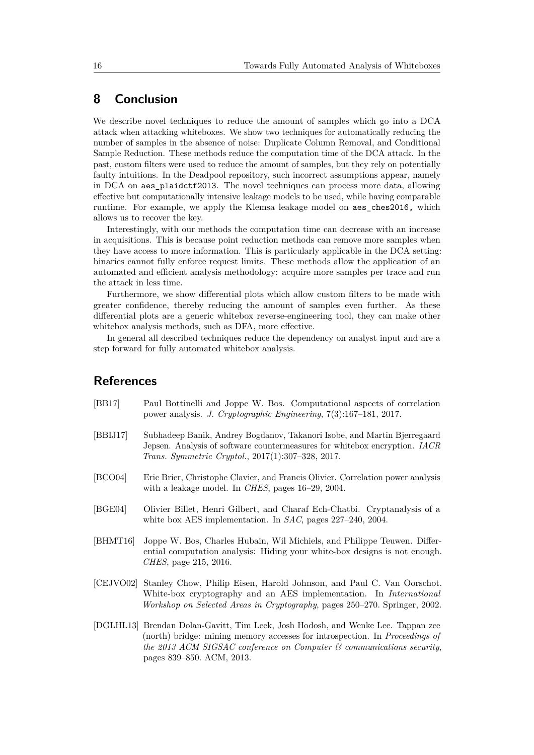## 8 Conclusion

We describe novel techniques to reduce the amount of samples which go into a DCA attack when attacking whiteboxes. We show two techniques for automatically reducing the number of samples in the absence of noise: Duplicate Column Removal, and Conditional Sample Reduction. These methods reduce the computation time of the DCA attack. In the past, custom filters were used to reduce the amount of samples, but they rely on potentially faulty intuitions. In the Deadpool repository, such incorrect assumptions appear, namely in DCA on `aes_plaidctf2013`. The novel techniques can process more data, allowing effective but computationally intensive leakage models to be used, while having comparable runtime. For example, we apply the Klemsa leakage model on `aes_ches2016`, which allows us to recover the key.

Interestingly, with our methods the computation time can decrease with an increase in acquisitions. This is because point reduction methods can remove more samples when they have access to more information. This is particularly applicable in the DCA setting: binaries cannot fully enforce request limits. These methods allow the application of an automated and efficient analysis methodology: acquire more samples per trace and run the attack in less time.

Furthermore, we show differential plots which allow custom filters to be made with greater confidence, thereby reducing the amount of samples even further. As these differential plots are a generic whitebox reverse-engineering tool, they can make other whitebox analysis methods, such as DFA, more effective.

In general all described techniques reduce the dependency on analyst input and are a step forward for fully automated whitebox analysis.

## References

[BB17] Paul Bottinelli and Joppe W. Bos. Computational aspects of correlation power analysis. *J. Cryptographic Engineering*, 7(3):167–181, 2017.

[BBIJ17] Subhadeep Banik, Andrey Bogdanov, Takanori Isobe, and Martin Bjerregaard Jepsen. Analysis of software countermeasures for whitebox encryption. *IACR Trans. Symmetric Cryptol.*, 2017(1):307–328, 2017.

[BCO04] Eric Brier, Christophe Clavier, and Francis Olivier. Correlation power analysis with a leakage model. In *CHES*, pages 16–29, 2004.

[BGE04] Olivier Billet, Henri Gilbert, and Charaf Ech-Chatbi. Cryptanalysis of a white box AES implementation. In *SAC*, pages 227–240, 2004.

[BHMT16] Joppe W. Bos, Charles Hubain, Wil Michiels, and Philippe Teuwen. Differential computation analysis: Hiding your white-box designs is not enough. *CHES*, page 215, 2016.

[CEJVO02] Stanley Chow, Philip Eisen, Harold Johnson, and Paul C. Van Oorschot. White-box cryptography and an AES implementation. In *International Workshop on Selected Areas in Cryptography*, pages 250–270. Springer, 2002.

[DGLHL13] Brendan Dolan-Gavitt, Tim Leek, Josh Hodosh, and Wenke Lee. Tappan zee (north) bridge: mining memory accesses for introspection. In *Proceedings of the 2013 ACM SIGSAC conference on Computer & communications security*, pages 839–850. ACM, 2013.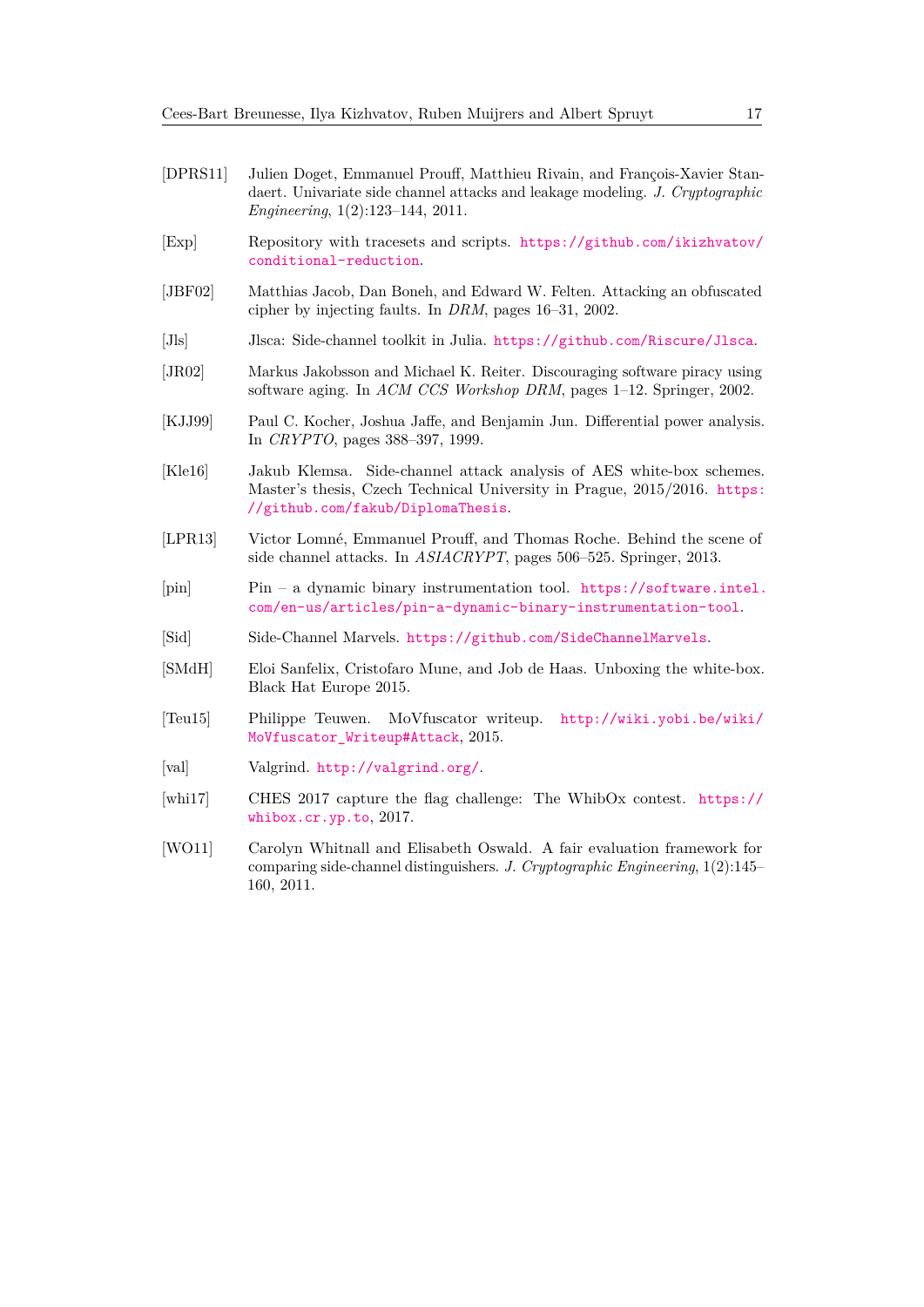[DPRS11] Julien Doget, Emmanuel Prouff, Matthieu Rivain, and François-Xavier Standaert. Univariate side channel attacks and leakage modeling. *J. Cryptographic Engineering*, 1(2):123–144, 2011.

[Exp] Repository with tracesets and scripts. https://github.com/ikizhvatov/conditional-reduction.

[JBF02] Matthias Jacob, Dan Boneh, and Edward W. Felten. Attacking an obfuscated cipher by injecting faults. In *DRM*, pages 16–31, 2002.

[Jls] Jlsca: Side-channel toolkit in Julia. https://github.com/Riscure/Jlsca.

[JR02] Markus Jakobsson and Michael K. Reiter. Discouraging software piracy using software aging. In *ACM CCS Workshop DRM*, pages 1–12. Springer, 2002.

[KJJ99] Paul C. Kocher, Joshua Jaffe, and Benjamin Jun. Differential power analysis. In *CRYPTO*, pages 388–397, 1999.

[Kle16] Jakub Klemsa. Side-channel attack analysis of AES white-box schemes. Master's thesis, Czech Technical University in Prague, 2015/2016. https://github.com/fakub/DiplomaThesis.

[LPR13] Victor Lomné, Emmanuel Prouff, and Thomas Roche. Behind the scene of side channel attacks. In *ASIACRYPT*, pages 506–525. Springer, 2013.

[pin] Pin – a dynamic binary instrumentation tool. https://software.intel.com/en-us/articles/pin-a-dynamic-binary-instrumentation-tool.

[Sid] Side-Channel Marvels. https://github.com/SideChannelMarvels.

[SMdH] Eloi Sanfelix, Cristofaro Mune, and Job de Haas. Unboxing the white-box. Black Hat Europe 2015.

[Teu15] Philippe Teuwen. MoVfuscator writeup. http://wiki.yobi.be/wiki/MoVfuscator_Writeup#Attack, 2015.

[val] Valgrind. http://valgrind.org/.

[whi17] CHES 2017 capture the flag challenge: The WhibOx contest. https://whibox.cr.yp.to, 2017.

[WO11] Carolyn Whitnall and Elisabeth Oswald. A fair evaluation framework for comparing side-channel distinguishers. *J. Cryptographic Engineering*, 1(2):145–160, 2011.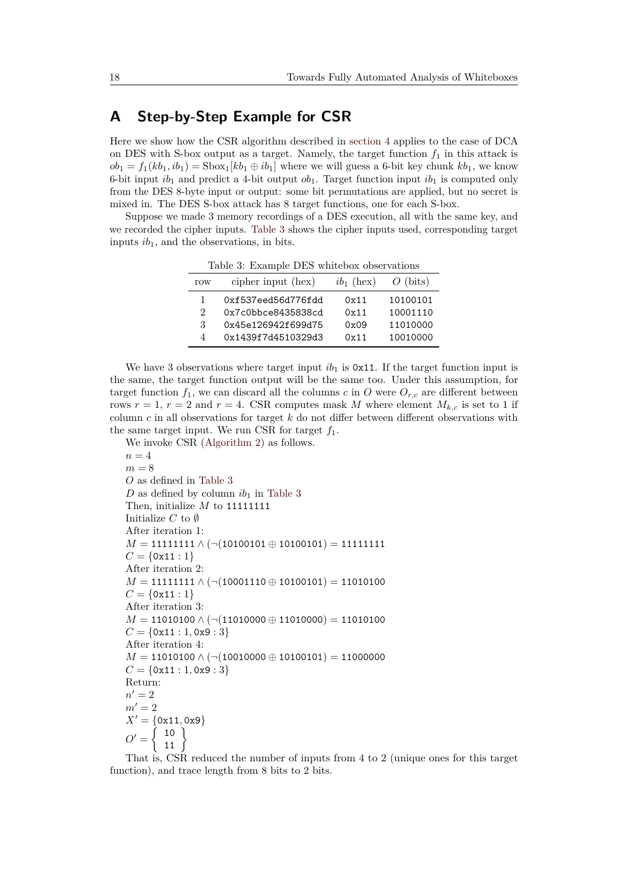## A Step-by-Step Example for CSR

Here we show how the CSR algorithm described in section 4 applies to the case of DCA on DES with S-box output as a target. Namely, the target function $f_1$ in this attack is $ob_1 = f_1(kb_1, ib_1) = \text{Sbox}_1[kb_1 \oplus ib_1]$ where we will guess a 6-bit key chunk $kb_1$, we know 6-bit input $ib_1$ and predict a 4-bit output $ob_1$. Target function input $ib_1$ is computed only from the DES 8-byte input or output: some bit permutations are applied, but no secret is mixed in. The DES S-box attack has 8 target functions, one for each S-box.

Suppose we made 3 memory recordings of a DES execution, all with the same key, and we recorded the cipher inputs. Table 3 shows the cipher inputs used, corresponding target inputs $ib_1$, and the observations, in bits.

Table 3: Example DES whitebox observations

| row | cipher input (hex) | $ib_1$ (hex) | $O$ (bits) |
|---|---|---|---|
| 1 | 0xf537eed56d776fdd | 0x11 | 10100101 |
| 2 | 0x7c0bbce8435838cd | 0x11 | 10001110 |
| 3 | 0x45e126942f699d75 | 0x09 | 11010000 |
| 4 | 0x1439f7d4510329d3 | 0x11 | 10010000 |

We have 3 observations where target input $ib_1$ is 0x11. If the target function input is the same, the target function output will be the same too. Under this assumption, for target function $f_1$, we can discard all the columns $c$ in $O$ were $O_{r,c}$ are different between rows $r = 1$, $r = 2$ and $r = 4$. CSR computes mask $M$ where element $M_{k,c}$ is set to 1 if column $c$ in all observations for target $k$ do not differ between different observations with the same target input. We run CSR for target $f_1$.

We invoke CSR (Algorithm 2) as follows.

$n = 4$

$m = 8$

$O$ as defined in Table 3

$D$ as defined by column $ib_1$ in Table 3

Then, initialize $M$ to 11111111

Initialize $C$ to $\emptyset$

After iteration 1:

$M = 11111111 \land (\neg(10100101 \oplus 10100101) = 11111111$

$C = \{0x11 : 1\}$

After iteration 2:

$M = 11111111 \land (\neg(10001110 \oplus 10100101) = 11010100$

$C = \{0x11 : 1\}$

After iteration 3:

$M = 11010100 \land (\neg(11010000 \oplus 11010000) = 11010100$

$C = \{0x11 : 1, 0x9 : 3\}$

After iteration 4:

$M = 11010100 \land (\neg(10010000 \oplus 10100101) = 11000000$

$C = \{0x11 : 1, 0x9 : 3\}$

Return:

$n' = 2$

$m' = 2$

$X' = \{0x11, 0x9\}$

$O' = \left\{ \begin{array}{c} 10 \\ 11 \end{array} \right\}$

That is, CSR reduced the number of inputs from 4 to 2 (unique ones for this target function), and trace length from 8 bits to 2 bits.